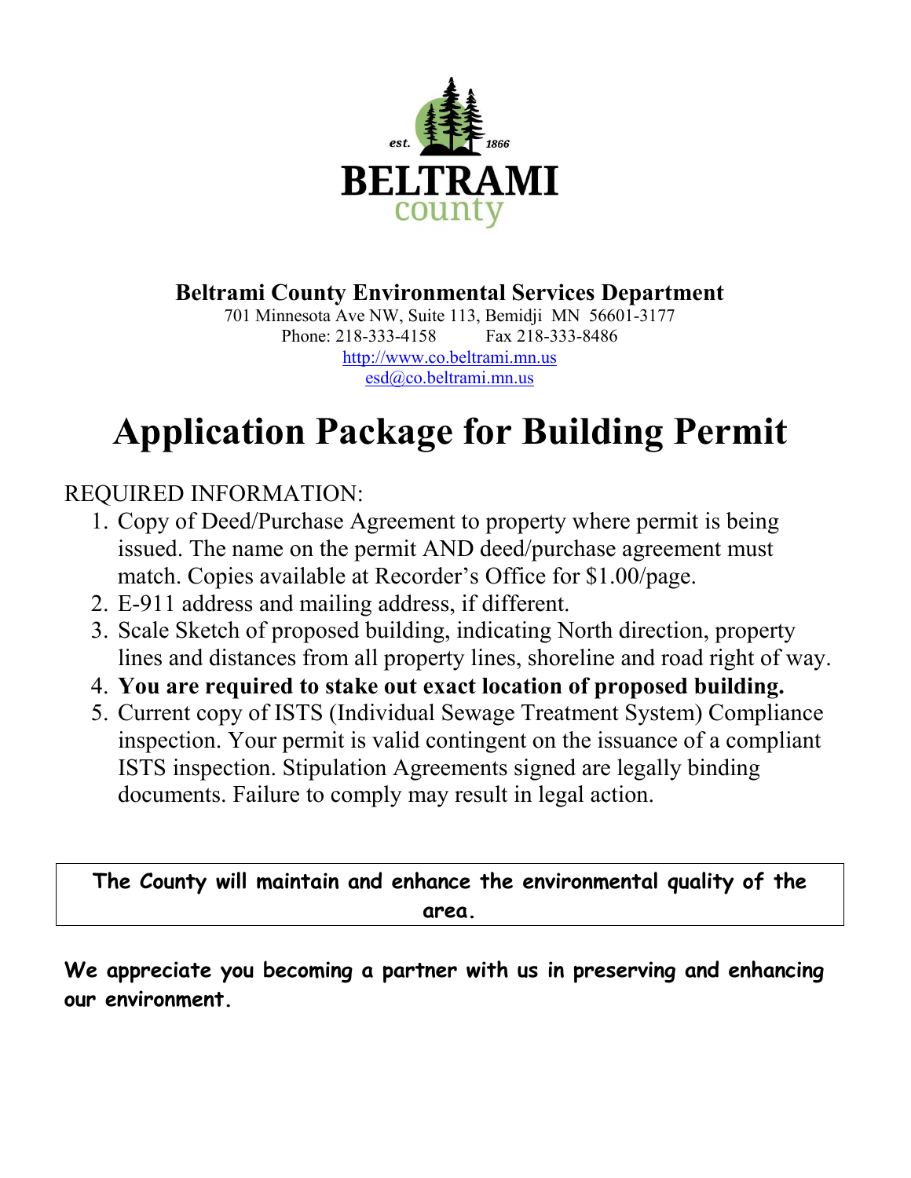est. 1866

**BELTRAMI**
county

**Beltrami County Environmental Services Department**

701 Minnesota Ave NW, Suite 113, Bemidji MN 56601-3177
Phone: 218-333-4158 Fax 218-333-8486
http://www.co.beltrami.mn.us
esd@co.beltrami.mn.us

# Application Package for Building Permit

REQUIRED INFORMATION:

1. Copy of Deed/Purchase Agreement to property where permit is being issued. The name on the permit AND deed/purchase agreement must match. Copies available at Recorder's Office for $1.00/page.
2. E-911 address and mailing address, if different.
3. Scale Sketch of proposed building, indicating North direction, property lines and distances from all property lines, shoreline and road right of way.
4. **You are required to stake out exact location of proposed building.**
5. Current copy of ISTS (Individual Sewage Treatment System) Compliance inspection. Your permit is valid contingent on the issuance of a compliant ISTS inspection. Stipulation Agreements signed are legally binding documents. Failure to comply may result in legal action.

**The County will maintain and enhance the environmental quality of the area.**

**We appreciate you becoming a partner with us in preserving and enhancing our environment.**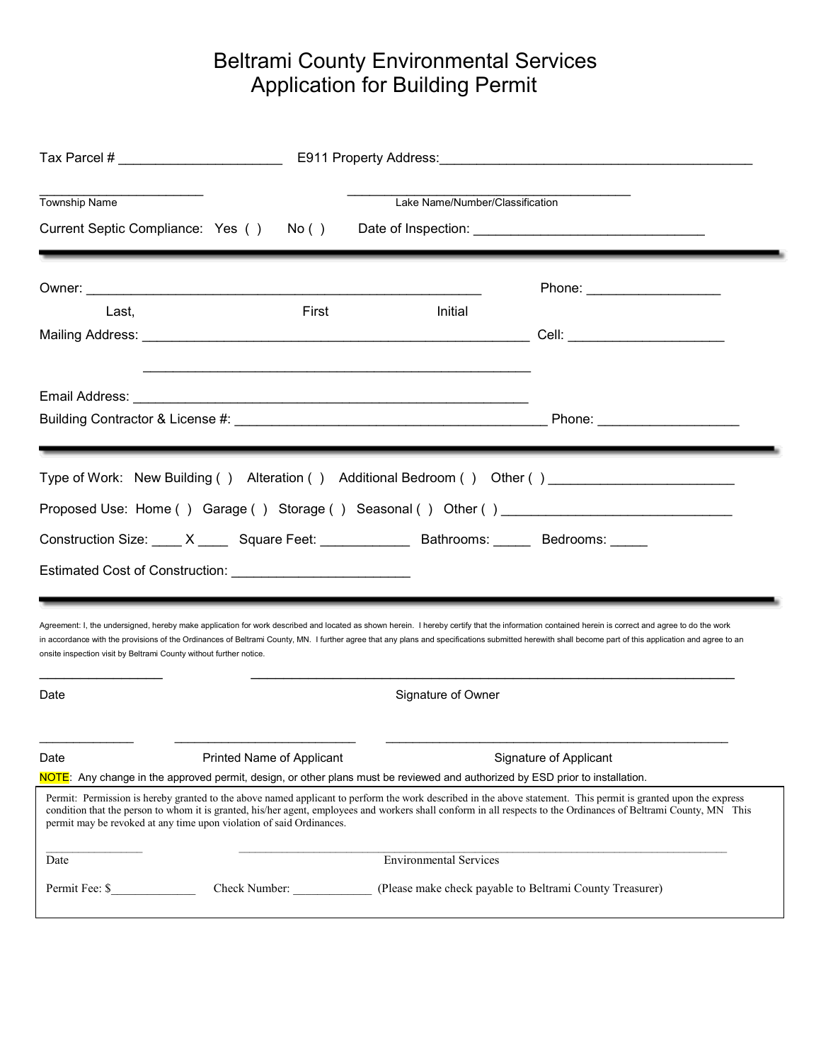# Beltrami County Environmental Services
## Application for Building Permit

Tax Parcel # ______________________ E911 Property Address:___________________________________________

_______________________ ________________________________________
Township Name Lake Name/Number/Classification

Current Septic Compliance: Yes ( ) No ( ) Date of Inspection: _______________________________

---

Owner: _____________________________________________________ Phone: __________________

Last, First Initial

Mailing Address: ____________________________________________________ Cell: _____________________

____________________________________________________

Email Address: ____________________________________________________

Building Contractor & License #: __________________________________________ Phone: __________________

---

Type of Work: New Building ( ) Alteration ( ) Additional Bedroom ( ) Other ( ) _________________________

Proposed Use: Home ( ) Garage ( ) Storage ( ) Seasonal ( ) Other ( ) _______________________________

Construction Size: ____ X ____ Square Feet: ____________ Bathrooms: _____ Bedrooms: _____

Estimated Cost of Construction: ________________________

---

Agreement: I, the undersigned, hereby make application for work described and located as shown herein. I hereby certify that the information contained herein is correct and agree to do the work in accordance with the provisions of the Ordinances of Beltrami County, MN. I further agree that any plans and specifications submitted herewith shall become part of this application and agree to an onsite inspection visit by Beltrami County without further notice.

_________________ _________________________________________________________________

Date Signature of Owner

_____________ __________________________ _________________________________________________

Date Printed Name of Applicant Signature of Applicant

NOTE: Any change in the approved permit, design, or other plans must be reviewed and authorized by ESD prior to installation.

Permit: Permission is hereby granted to the above named applicant to perform the work described in the above statement. This permit is granted upon the express condition that the person to whom it is granted, his/her agent, employees and workers shall conform in all respects to the Ordinances of Beltrami County, MN This permit may be revoked at any time upon violation of said Ordinances.

________________ ________________________________________________________________________________

Date Environmental Services

Permit Fee: $______________ Check Number: _____________ (Please make check payable to Beltrami County Treasurer)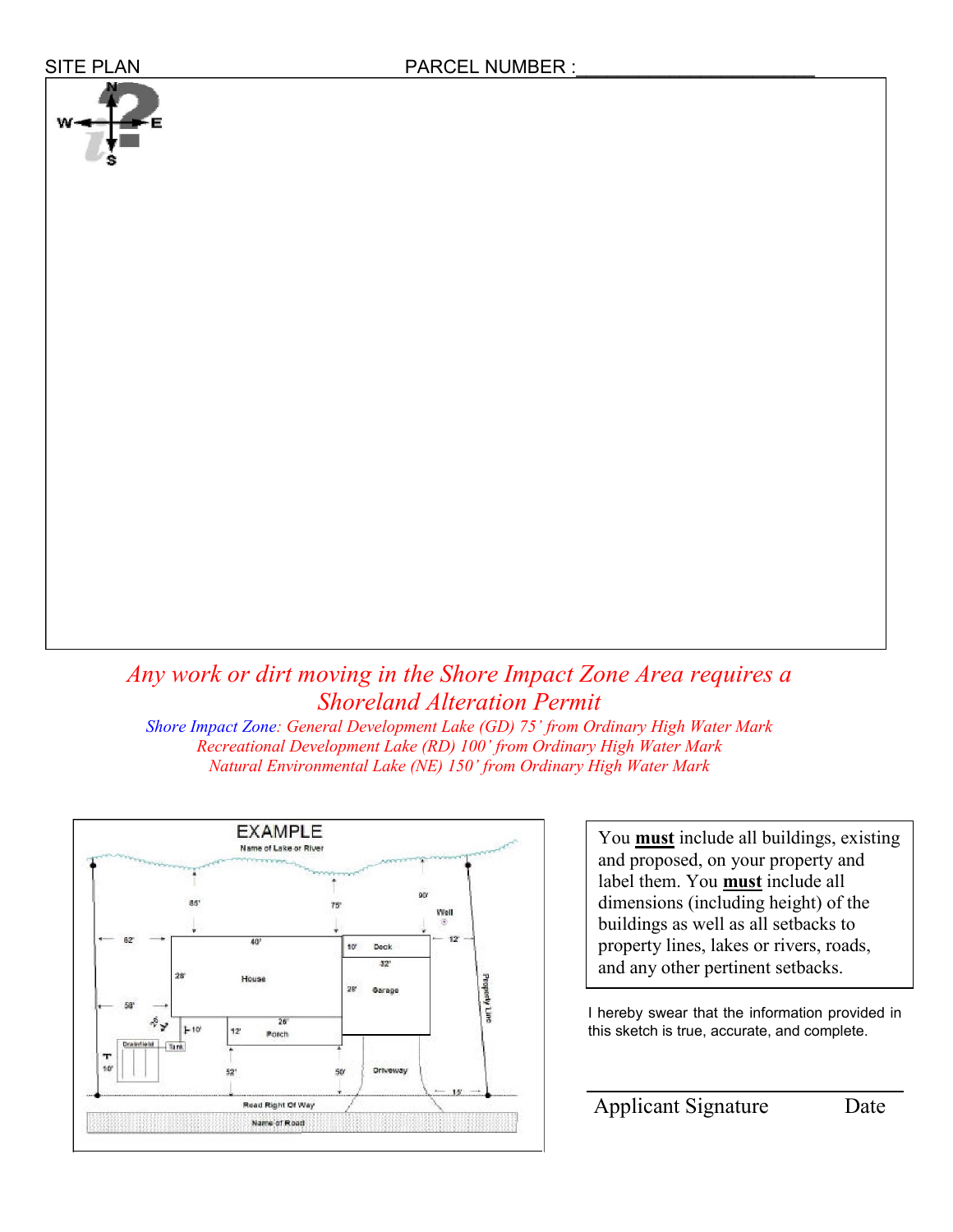SITE PLAN PARCEL NUMBER :______________________

N
W E
S

*Any work or dirt moving in the Shore Impact Zone Area requires a Shoreland Alteration Permit*

*Shore Impact Zone: General Development Lake (GD) 75' from Ordinary High Water Mark*
*Recreational Development Lake (RD) 100' from Ordinary High Water Mark*
*Natural Environmental Lake (NE) 150' from Ordinary High Water Mark*

EXAMPLE
Name of Lake or River
85'
75'
90'
Well
62'
40'
10' Deck
12'
32'
28'
House
28' Garage
Property Line
58'
20'
10'
12'
26'
Porch
Drainfield
Tank
10'
52'
50'
Driveway
15'
Road Right Of Way
Name of Road

You **must** include all buildings, existing and proposed, on your property and label them. You **must** include all dimensions (including height) of the buildings as well as all setbacks to property lines, lakes or rivers, roads, and any other pertinent setbacks.

I hereby swear that the information provided in this sketch is true, accurate, and complete.

_______________________________________

Applicant Signature Date